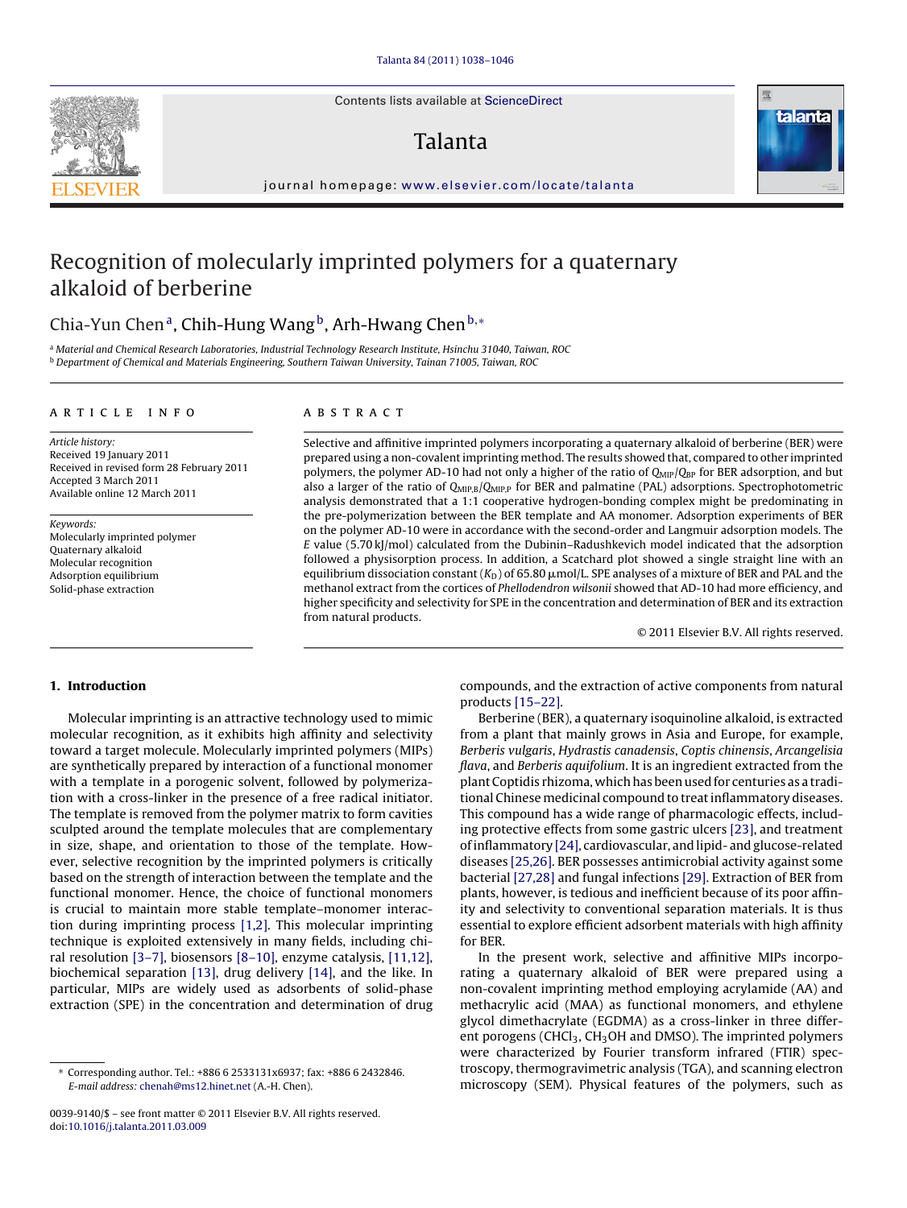Contents lists available at ScienceDirect

# Talanta

journal homepage: www.elsevier.com/locate/talanta

# Recognition of molecularly imprinted polymers for a quaternary alkaloid of berberine

Chia-Yun Chen[a], Chih-Hung Wang[b], Arh-Hwang Chen[b,*]

[a] Material and Chemical Research Laboratories, Industrial Technology Research Institute, Hsinchu 31040, Taiwan, ROC
[b] Department of Chemical and Materials Engineering, Southern Taiwan University, Tainan 71005, Taiwan, ROC

**ARTICLE INFO**

*Article history:*
Received 19 January 2011
Received in revised form 28 February 2011
Accepted 3 March 2011
Available online 12 March 2011

*Keywords:*
Molecularly imprinted polymer
Quaternary alkaloid
Molecular recognition
Adsorption equilibrium
Solid-phase extraction

**ABSTRACT**

Selective and affinitive imprinted polymers incorporating a quaternary alkaloid of berberine (BER) were prepared using a non-covalent imprinting method. The results showed that, compared to other imprinted polymers, the polymer AD-10 had not only a higher of the ratio of $Q_{MIP}/Q_{BP}$ for BER adsorption, and but also a larger of the ratio of $Q_{MIP,B}/Q_{MIP,P}$ for BER and palmatine (PAL) adsorptions. Spectrophotometric analysis demonstrated that a 1:1 cooperative hydrogen-bonding complex might be predominating in the pre-polymerization between the BER template and AA monomer. Adsorption experiments of BER on the polymer AD-10 were in accordance with the second-order and Langmuir adsorption models. The $E$ value (5.70 kJ/mol) calculated from the Dubinin–Radushkevich model indicated that the adsorption followed a physisorption process. In addition, a Scatchard plot showed a single straight line with an equilibrium dissociation constant ($K_D$) of 65.80 μmol/L. SPE analyses of a mixture of BER and PAL and the methanol extract from the cortices of *Phellodendron wilsonii* showed that AD-10 had more efficiency, and higher specificity and selectivity for SPE in the concentration and determination of BER and its extraction from natural products.

© 2011 Elsevier B.V. All rights reserved.

## 1. Introduction

Molecular imprinting is an attractive technology used to mimic molecular recognition, as it exhibits high affinity and selectivity toward a target molecule. Molecularly imprinted polymers (MIPs) are synthetically prepared by interaction of a functional monomer with a template in a porogenic solvent, followed by polymerization with a cross-linker in the presence of a free radical initiator. The template is removed from the polymer matrix to form cavities sculpted around the template molecules that are complementary in size, shape, and orientation to those of the template. However, selective recognition by the imprinted polymers is critically based on the strength of interaction between the template and the functional monomer. Hence, the choice of functional monomers is crucial to maintain more stable template–monomer interaction during imprinting process [1,2]. This molecular imprinting technique is exploited extensively in many fields, including chiral resolution [3–7], biosensors [8–10], enzyme catalysis, [11,12], biochemical separation [13], drug delivery [14], and the like. In particular, MIPs are widely used as adsorbents of solid-phase extraction (SPE) in the concentration and determination of drug compounds, and the extraction of active components from natural products [15–22].

Berberine (BER), a quaternary isoquinoline alkaloid, is extracted from a plant that mainly grows in Asia and Europe, for example, *Berberis vulgaris*, *Hydrastis canadensis*, *Coptis chinensis*, *Arcangelisia flava*, and *Berberis aquifolium*. It is an ingredient extracted from the plant Coptidis rhizoma, which has been used for centuries as a traditional Chinese medicinal compound to treat inflammatory diseases. This compound has a wide range of pharmacologic effects, including protective effects from some gastric ulcers [23], and treatment of inflammatory [24], cardiovascular, and lipid- and glucose-related diseases [25,26]. BER possesses antimicrobial activity against some bacterial [27,28] and fungal infections [29]. Extraction of BER from plants, however, is tedious and inefficient because of its poor affinity and selectivity to conventional separation materials. It is thus essential to explore efficient adsorbent materials with high affinity for BER.

In the present work, selective and affinitive MIPs incorporating a quaternary alkaloid of BER were prepared using a non-covalent imprinting method employing acrylamide (AA) and methacrylic acid (MAA) as functional monomers, and ethylene glycol dimethacrylate (EGDMA) as a cross-linker in three different porogens ($CHCl_3$, $CH_3OH$ and DMSO). The imprinted polymers were characterized by Fourier transform infrared (FTIR) spectroscopy, thermogravimetric analysis (TGA), and scanning electron microscopy (SEM). Physical features of the polymers, such as

---

\* Corresponding author. Tel.: +886 6 2533131x6937; fax: +886 6 2432846.
*E-mail address:* chenah@ms12.hinet.net (A.-H. Chen).

0039-9140/$ – see front matter © 2011 Elsevier B.V. All rights reserved.
doi:10.1016/j.talanta.2011.03.009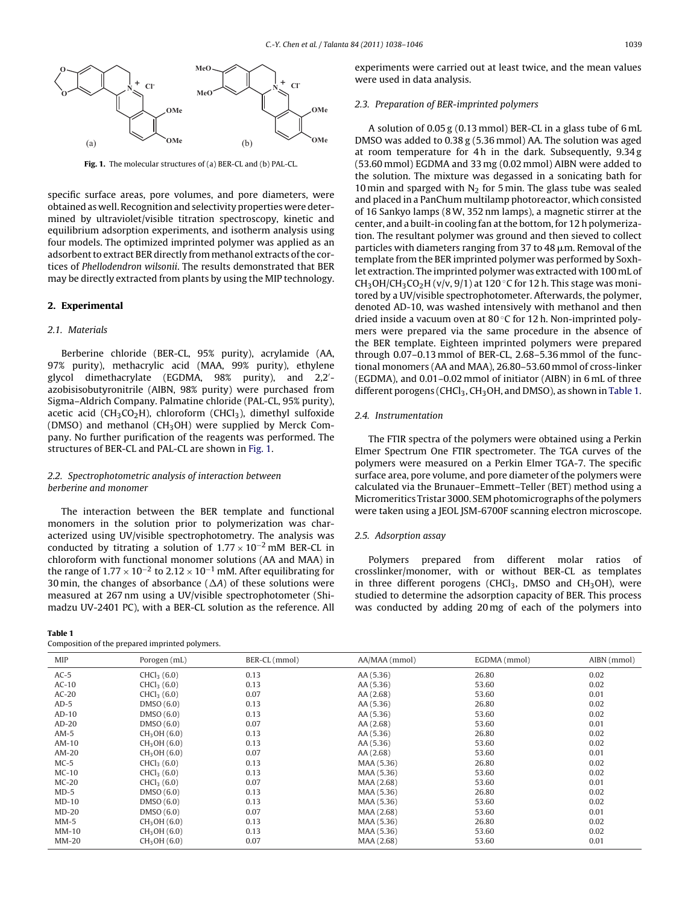Fig. 1. The molecular structures of (a) BER-CL and (b) PAL-CL.

specific surface areas, pore volumes, and pore diameters, were obtained as well. Recognition and selectivity properties were determined by ultraviolet/visible titration spectroscopy, kinetic and equilibrium adsorption experiments, and isotherm analysis using four models. The optimized imprinted polymer was applied as an adsorbent to extract BER directly from methanol extracts of the cortices of *Phellodendron wilsonii*. The results demonstrated that BER may be directly extracted from plants by using the MIP technology.

## 2. Experimental

### 2.1. Materials

Berberine chloride (BER-CL, 95% purity), acrylamide (AA, 97% purity), methacrylic acid (MAA, 99% purity), ethylene glycol dimethacrylate (EGDMA, 98% purity), and 2,2′-azobisisobutyronitrile (AIBN, 98% purity) were purchased from Sigma–Aldrich Company. Palmatine chloride (PAL-CL, 95% purity), acetic acid ($CH_3CO_2H$), chloroform ($CHCl_3$), dimethyl sulfoxide (DMSO) and methanol ($CH_3OH$) were supplied by Merck Company. No further purification of the reagents was performed. The structures of BER-CL and PAL-CL are shown in Fig. 1.

### 2.2. Spectrophotometric analysis of interaction between berberine and monomer

The interaction between the BER template and functional monomers in the solution prior to polymerization was characterized using UV/visible spectrophotometry. The analysis was conducted by titrating a solution of $1.77 \times 10^{-2}$ mM BER-CL in chloroform with functional monomer solutions (AA and MAA) in the range of $1.77 \times 10^{-2}$ to $2.12 \times 10^{-1}$ mM. After equilibrating for 30 min, the changes of absorbance ($\Delta A$) of these solutions were measured at 267 nm using a UV/visible spectrophotometer (Shimadzu UV-2401 PC), with a BER-CL solution as the reference. All experiments were carried out at least twice, and the mean values were used in data analysis.

### 2.3. Preparation of BER-imprinted polymers

A solution of 0.05 g (0.13 mmol) BER-CL in a glass tube of 6 mL DMSO was added to 0.38 g (5.36 mmol) AA. The solution was aged at room temperature for 4 h in the dark. Subsequently, 9.34 g (53.60 mmol) EGDMA and 33 mg (0.02 mmol) AIBN were added to the solution. The mixture was degassed in a sonicating bath for 10 min and sparged with $N_2$ for 5 min. The glass tube was sealed and placed in a PanChum multilamp photoreactor, which consisted of 16 Sankyo lamps (8 W, 352 nm lamps), a magnetic stirrer at the center, and a built-in cooling fan at the bottom, for 12 h polymerization. The resultant polymer was ground and then sieved to collect particles with diameters ranging from 37 to 48 μm. Removal of the template from the BER imprinted polymer was performed by Soxhlet extraction. The imprinted polymer was extracted with 100 mL of $CH_3OH/CH_3CO_2H$ (v/v, 9/1) at 120 °C for 12 h. This stage was monitored by a UV/visible spectrophotometer. Afterwards, the polymer, denoted AD-10, was washed intensively with methanol and then dried inside a vacuum oven at 80 °C for 12 h. Non-imprinted polymers were prepared via the same procedure in the absence of the BER template. Eighteen imprinted polymers were prepared through 0.07–0.13 mmol of BER-CL, 2.68–5.36 mmol of the functional monomers (AA and MAA), 26.80–53.60 mmol of cross-linker (EGDMA), and 0.01–0.02 mmol of initiator (AIBN) in 6 mL of three different porogens ($CHCl_3$, $CH_3OH$, and DMSO), as shown in Table 1.

### 2.4. Instrumentation

The FTIR spectra of the polymers were obtained using a Perkin Elmer Spectrum One FTIR spectrometer. The TGA curves of the polymers were measured on a Perkin Elmer TGA-7. The specific surface area, pore volume, and pore diameter of the polymers were calculated via the Brunauer–Emmett–Teller (BET) method using a Micromeritics Tristar 3000. SEM photomicrographs of the polymers were taken using a JEOL JSM-6700F scanning electron microscope.

### 2.5. Adsorption assay

Polymers prepared from different molar ratios of crosslinker/monomer, with or without BER-CL as templates in three different porogens ($CHCl_3$, DMSO and $CH_3OH$), were studied to determine the adsorption capacity of BER. This process was conducted by adding 20 mg of each of the polymers into

**Table 1**
Composition of the prepared imprinted polymers.

| MIP | Porogen (mL) | BER-CL (mmol) | AA/MAA (mmol) | EGDMA (mmol) | AIBN (mmol) |
|---|---|---|---|---|---|
| AC-5 | $CHCl_3$ (6.0) | 0.13 | AA (5.36) | 26.80 | 0.02 |
| AC-10 | $CHCl_3$ (6.0) | 0.13 | AA (5.36) | 53.60 | 0.02 |
| AC-20 | $CHCl_3$ (6.0) | 0.07 | AA (2.68) | 53.60 | 0.01 |
| AD-5 | DMSO (6.0) | 0.13 | AA (5.36) | 26.80 | 0.02 |
| AD-10 | DMSO (6.0) | 0.13 | AA (5.36) | 53.60 | 0.02 |
| AD-20 | DMSO (6.0) | 0.07 | AA (2.68) | 53.60 | 0.01 |
| AM-5 | $CH_3OH$ (6.0) | 0.13 | AA (5.36) | 26.80 | 0.02 |
| AM-10 | $CH_3OH$ (6.0) | 0.13 | AA (5.36) | 53.60 | 0.02 |
| AM-20 | $CH_3OH$ (6.0) | 0.07 | AA (2.68) | 53.60 | 0.01 |
| MC-5 | $CHCl_3$ (6.0) | 0.13 | MAA (5.36) | 26.80 | 0.02 |
| MC-10 | $CHCl_3$ (6.0) | 0.13 | MAA (5.36) | 53.60 | 0.02 |
| MC-20 | $CHCl_3$ (6.0) | 0.07 | MAA (2.68) | 53.60 | 0.01 |
| MD-5 | DMSO (6.0) | 0.13 | MAA (5.36) | 26.80 | 0.02 |
| MD-10 | DMSO (6.0) | 0.13 | MAA (5.36) | 53.60 | 0.02 |
| MD-20 | DMSO (6.0) | 0.07 | MAA (2.68) | 53.60 | 0.01 |
| MM-5 | $CH_3OH$ (6.0) | 0.13 | MAA (5.36) | 26.80 | 0.02 |
| MM-10 | $CH_3OH$ (6.0) | 0.13 | MAA (5.36) | 53.60 | 0.02 |
| MM-20 | $CH_3OH$ (6.0) | 0.07 | MAA (2.68) | 53.60 | 0.01 |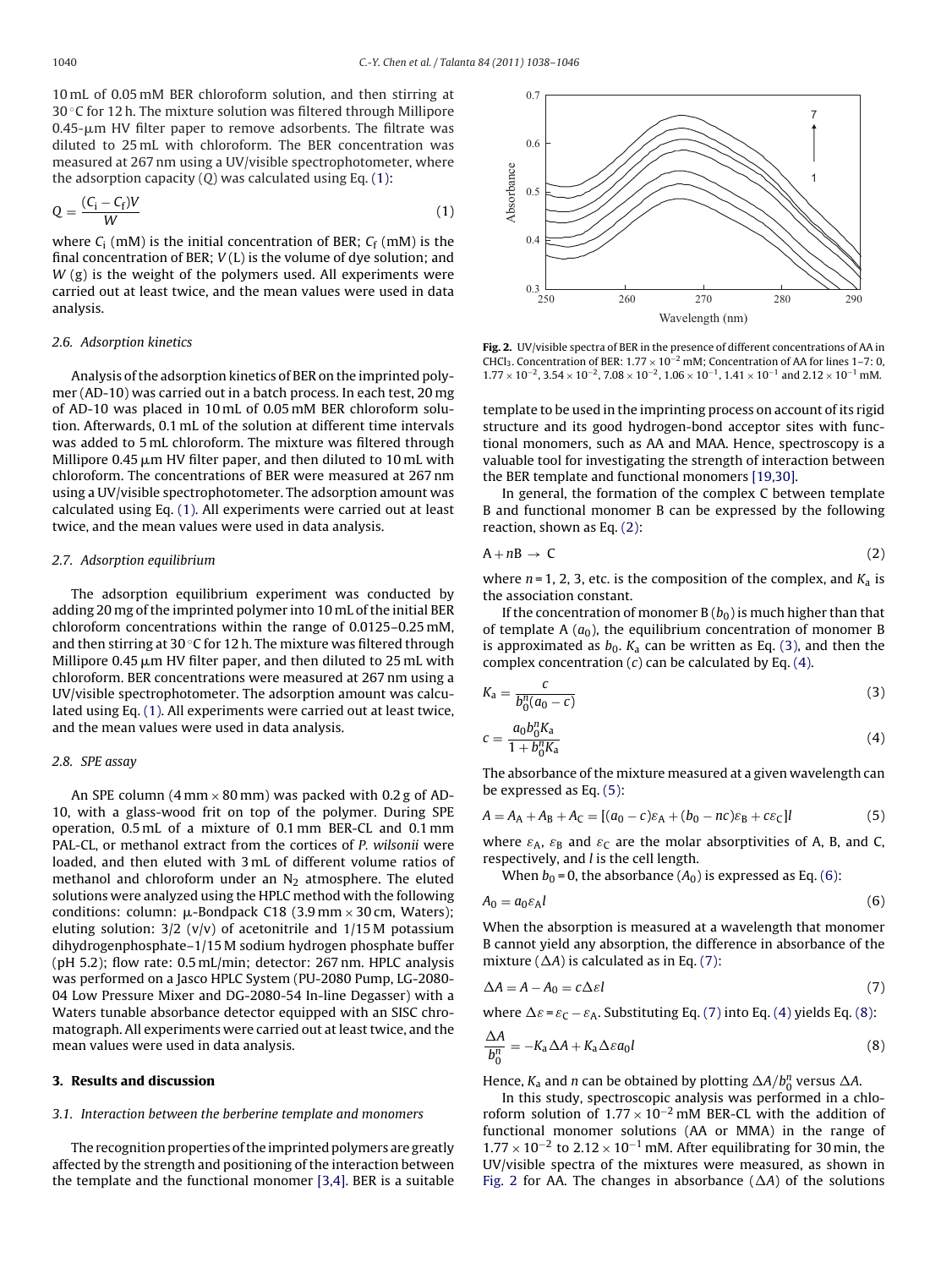10 mL of 0.05 mM BER chloroform solution, and then stirring at 30 °C for 12 h. The mixture solution was filtered through Millipore 0.45-μm HV filter paper to remove adsorbents. The filtrate was diluted to 25 mL with chloroform. The BER concentration was measured at 267 nm using a UV/visible spectrophotometer, where the adsorption capacity ($Q$) was calculated using Eq. (1):

$$Q = \frac{(C_i - C_f)V}{W} \tag{1}$$

where $C_i$ (mM) is the initial concentration of BER; $C_f$ (mM) is the final concentration of BER; $V$ (L) is the volume of dye solution; and $W$ (g) is the weight of the polymers used. All experiments were carried out at least twice, and the mean values were used in data analysis.

### 2.6. Adsorption kinetics

Analysis of the adsorption kinetics of BER on the imprinted polymer (AD-10) was carried out in a batch process. In each test, 20 mg of AD-10 was placed in 10 mL of 0.05 mM BER chloroform solution. Afterwards, 0.1 mL of the solution at different time intervals was added to 5 mL chloroform. The mixture was filtered through Millipore 0.45 μm HV filter paper, and then diluted to 10 mL with chloroform. The concentrations of BER were measured at 267 nm using a UV/visible spectrophotometer. The adsorption amount was calculated using Eq. (1). All experiments were carried out at least twice, and the mean values were used in data analysis.

### 2.7. Adsorption equilibrium

The adsorption equilibrium experiment was conducted by adding 20 mg of the imprinted polymer into 10 mL of the initial BER chloroform concentrations within the range of 0.0125–0.25 mM, and then stirring at 30 °C for 12 h. The mixture was filtered through Millipore 0.45 μm HV filter paper, and then diluted to 25 mL with chloroform. BER concentrations were measured at 267 nm using a UV/visible spectrophotometer. The adsorption amount was calculated using Eq. (1). All experiments were carried out at least twice, and the mean values were used in data analysis.

### 2.8. SPE assay

An SPE column (4 mm × 80 mm) was packed with 0.2 g of AD-10, with a glass-wood frit on top of the polymer. During SPE operation, 0.5 mL of a mixture of 0.1 mm BER-CL and 0.1 mm PAL-CL, or methanol extract from the cortices of *P. wilsonii* were loaded, and then eluted with 3 mL of different volume ratios of methanol and chloroform under an $N_2$ atmosphere. The eluted solutions were analyzed using the HPLC method with the following conditions: column: μ-Bondpack C18 (3.9 mm × 30 cm, Waters); eluting solution: 3/2 (v/v) of acetonitrile and 1/15 M potassium dihydrogenphosphate–1/15 M sodium hydrogen phosphate buffer (pH 5.2); flow rate: 0.5 mL/min; detector: 267 nm. HPLC analysis was performed on a Jasco HPLC System (PU-2080 Pump, LG-2080-04 Low Pressure Mixer and DG-2080-54 In-line Degasser) with a Waters tunable absorbance detector equipped with an SISC chromatograph. All experiments were carried out at least twice, and the mean values were used in data analysis.

## 3. Results and discussion

### 3.1. Interaction between the berberine template and monomers

The recognition properties of the imprinted polymers are greatly affected by the strength and positioning of the interaction between the template and the functional monomer [3,4]. BER is a suitable template to be used in the imprinting process on account of its rigid structure and its good hydrogen-bond acceptor sites with functional monomers, such as AA and MAA. Hence, spectroscopy is a valuable tool for investigating the strength of interaction between the BER template and functional monomers [19,30].

**Fig. 2.** UV/visible spectra of BER in the presence of different concentrations of AA in $CHCl_3$. Concentration of BER: $1.77 \times 10^{-2}$ mM; Concentration of AA for lines 1–7: 0, $1.77 \times 10^{-2}$, $3.54 \times 10^{-2}$, $7.08 \times 10^{-2}$, $1.06 \times 10^{-1}$, $1.41 \times 10^{-1}$ and $2.12 \times 10^{-1}$ mM.

In general, the formation of the complex C between template B and functional monomer B can be expressed by the following reaction, shown as Eq. (2):

$$A + nB \rightarrow C \tag{2}$$

where $n$ = 1, 2, 3, etc. is the composition of the complex, and $K_a$ is the association constant.

If the concentration of monomer B ($b_0$) is much higher than that of template A ($a_0$), the equilibrium concentration of monomer B is approximated as $b_0$. $K_a$ can be written as Eq. (3), and then the complex concentration ($c$) can be calculated by Eq. (4).

$$K_a = \frac{c}{b_0^n(a_0 - c)} \tag{3}$$

$$c = \frac{a_0 b_0^n K_a}{1 + b_0^n K_a} \tag{4}$$

The absorbance of the mixture measured at a given wavelength can be expressed as Eq. (5):

$$A = A_A + A_B + A_C = [(a_0 - c)\varepsilon_A + (b_0 - nc)\varepsilon_B + c\varepsilon_C]l \tag{5}$$

where $\varepsilon_A$, $\varepsilon_B$ and $\varepsilon_C$ are the molar absorptivities of A, B, and C, respectively, and $l$ is the cell length.

When $b_0$ = 0, the absorbance ($A_0$) is expressed as Eq. (6):

$$A_0 = a_0 \varepsilon_A l \tag{6}$$

When the absorption is measured at a wavelength that monomer B cannot yield any absorption, the difference in absorbance of the mixture ($\Delta A$) is calculated as in Eq. (7):

$$\Delta A = A - A_0 = c\Delta\varepsilon l \tag{7}$$

where $\Delta\varepsilon = \varepsilon_C - \varepsilon_A$. Substituting Eq. (7) into Eq. (4) yields Eq. (8):

$$\frac{\Delta A}{b_0^n} = -K_a \Delta A + K_a \Delta\varepsilon a_0 l \tag{8}$$

Hence, $K_a$ and $n$ can be obtained by plotting $\Delta A / b_0^n$ versus $\Delta A$.

In this study, spectroscopic analysis was performed in a chloroform solution of $1.77 \times 10^{-2}$ mM BER-CL with the addition of functional monomer solutions (AA or MMA) in the range of $1.77 \times 10^{-2}$ to $2.12 \times 10^{-1}$ mM. After equilibrating for 30 min, the UV/visible spectra of the mixtures were measured, as shown in Fig. 2 for AA. The changes in absorbance ($\Delta A$) of the solutions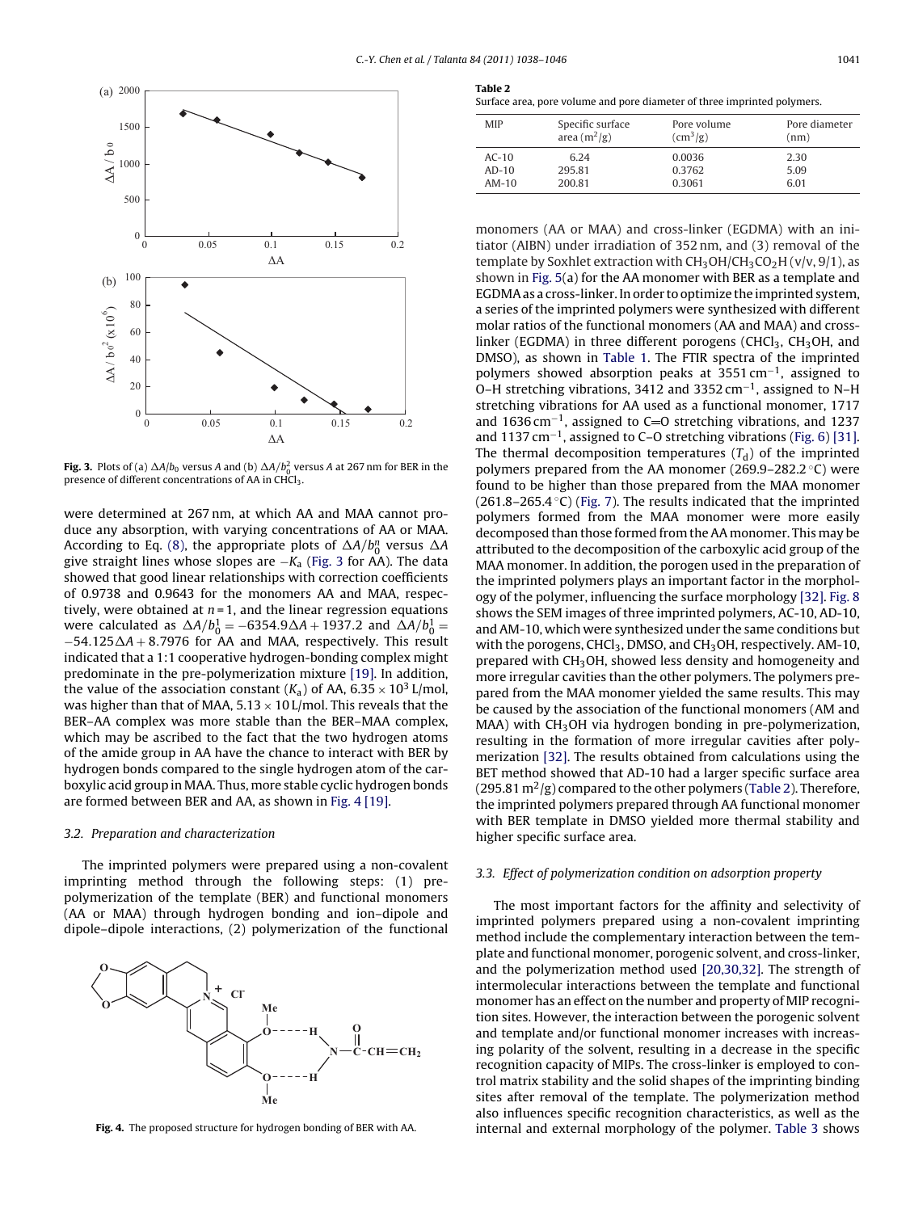**Fig. 3.** Plots of (a) $\Delta A/b_0$ versus $A$ and (b) $\Delta A/b_0^2$ versus $A$ at 267 nm for BER in the presence of different concentrations of AA in $CHCl_3$.

were determined at 267 nm, at which AA and MAA cannot produce any absorption, with varying concentrations of AA or MAA. According to Eq. (8), the appropriate plots of $\Delta A/b_0^n$ versus $\Delta A$ give straight lines whose slopes are $-K_a$ (Fig. 3 for AA). The data showed that good linear relationships with correction coefficients of 0.9738 and 0.9643 for the monomers AA and MAA, respectively, were obtained at $n = 1$, and the linear regression equations were calculated as $\Delta A/b_0^1 = -6354.9\Delta A + 1937.2$ and $\Delta A/b_0^1 = -54.125\Delta A + 8.7976$ for AA and MAA, respectively. This result indicated that a 1:1 cooperative hydrogen-bonding complex might predominate in the pre-polymerization mixture [19]. In addition, the value of the association constant ($K_a$) of AA, $6.35 \times 10^3$ L/mol, was higher than that of MAA, $5.13 \times 10$ L/mol. This reveals that the BER–AA complex was more stable than the BER–MAA complex, which may be ascribed to the fact that the two hydrogen atoms of the amide group in AA have the chance to interact with BER by hydrogen bonds compared to the single hydrogen atom of the carboxylic acid group in MAA. Thus, more stable cyclic hydrogen bonds are formed between BER and AA, as shown in Fig. 4 [19].

### 3.2. Preparation and characterization

The imprinted polymers were prepared using a non-covalent imprinting method through the following steps: (1) pre-polymerization of the template (BER) and functional monomers (AA or MAA) through hydrogen bonding and ion–dipole and dipole–dipole interactions, (2) polymerization of the functional monomers (AA or MAA) and cross-linker (EGDMA) with an initiator (AIBN) under irradiation of 352 nm, and (3) removal of the template by Soxhlet extraction with $CH_3OH/CH_3CO_2H$ (v/v, 9/1), as shown in Fig. 5(a) for the AA monomer with BER as a template and EGDMA as a cross-linker. In order to optimize the imprinted system, a series of the imprinted polymers were synthesized with different molar ratios of the functional monomers (AA and MAA) and cross-linker (EGDMA) in three different porogens ($CHCl_3$, $CH_3OH$, and DMSO), as shown in Table 1. The FTIR spectra of the imprinted polymers showed absorption peaks at 3551 cm$^{-1}$, assigned to O–H stretching vibrations, 3412 and 3352 cm$^{-1}$, assigned to N–H stretching vibrations for AA used as a functional monomer, 1717 and 1636 cm$^{-1}$, assigned to C=O stretching vibrations, and 1237 and 1137 cm$^{-1}$, assigned to C–O stretching vibrations (Fig. 6) [31]. The thermal decomposition temperatures ($T_d$) of the imprinted polymers prepared from the AA monomer (269.9–282.2 °C) were found to be higher than those prepared from the MAA monomer (261.8–265.4 °C) (Fig. 7). The results indicated that the imprinted polymers formed from the MAA monomer were more easily decomposed than those formed from the AA monomer. This may be attributed to the decomposition of the carboxylic acid group of the MAA monomer. In addition, the porogen used in the preparation of the imprinted polymers plays an important factor in the morphology of the polymer, influencing the surface morphology [32]. Fig. 8 shows the SEM images of three imprinted polymers, AC-10, AD-10, and AM-10, which were synthesized under the same conditions but with the porogens, $CHCl_3$, DMSO, and $CH_3OH$, respectively. AM-10, prepared with $CH_3OH$, showed less density and homogeneity and more irregular cavities than the other polymers. The polymers prepared from the MAA monomer yielded the same results. This may be caused by the association of the functional monomers (AM and MAA) with $CH_3OH$ via hydrogen bonding in pre-polymerization, resulting in the formation of more irregular cavities after polymerization [32]. The results obtained from calculations using the BET method showed that AD-10 had a larger specific surface area (295.81 m$^2$/g) compared to the other polymers (Table 2). Therefore, the imprinted polymers prepared through AA functional monomer with BER template in DMSO yielded more thermal stability and higher specific surface area.

**Fig. 4.** The proposed structure for hydrogen bonding of BER with AA.

**Table 2**
Surface area, pore volume and pore diameter of three imprinted polymers.

| MIP | Specific surface area (m$^2$/g) | Pore volume (cm$^3$/g) | Pore diameter (nm) |
|---|---|---|---|
| AC-10 | 6.24 | 0.0036 | 2.30 |
| AD-10 | 295.81 | 0.3762 | 5.09 |
| AM-10 | 200.81 | 0.3061 | 6.01 |

### 3.3. Effect of polymerization condition on adsorption property

The most important factors for the affinity and selectivity of imprinted polymers prepared using a non-covalent imprinting method include the complementary interaction between the template and functional monomer, porogenic solvent, and cross-linker, and the polymerization method used [20,30,32]. The strength of intermolecular interactions between the template and functional monomer has an effect on the number and property of MIP recognition sites. However, the interaction between the porogenic solvent and template and/or functional monomer increases with increasing polarity of the solvent, resulting in a decrease in the specific recognition capacity of MIPs. The cross-linker is employed to control matrix stability and the solid shapes of the imprinting binding sites after removal of the template. The polymerization method also influences specific recognition characteristics, as well as the internal and external morphology of the polymer. Table 3 shows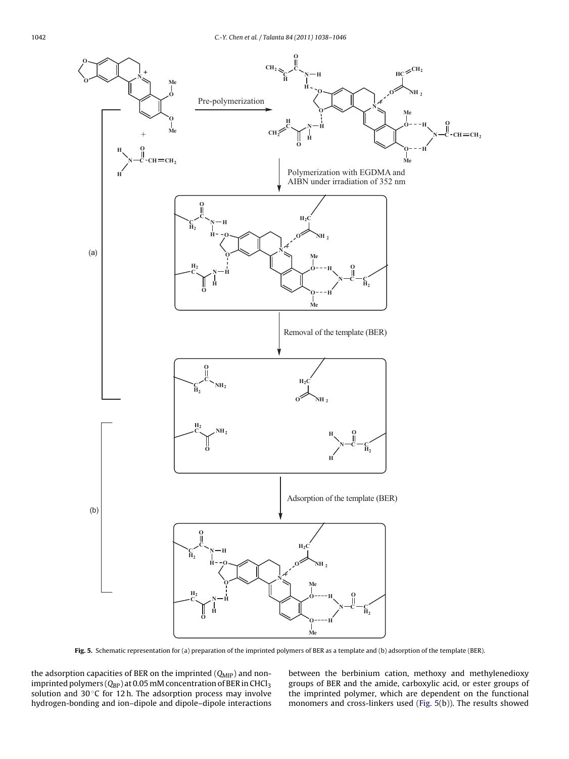**Fig. 5.** Schematic representation for (a) preparation of the imprinted polymers of BER as a template and (b) adsorption of the template (BER).

the adsorption capacities of BER on the imprinted ($Q_{MIP}$) and non-imprinted polymers ($Q_{BP}$) at 0.05 mM concentration of BER in $CHCl_3$ solution and 30 °C for 12 h. The adsorption process may involve hydrogen-bonding and ion–dipole and dipole–dipole interactions between the berbinium cation, methoxy and methylenedioxy groups of BER and the amide, carboxylic acid, or ester groups of the imprinted polymer, which are dependent on the functional monomers and cross-linkers used (Fig. 5(b)). The results showed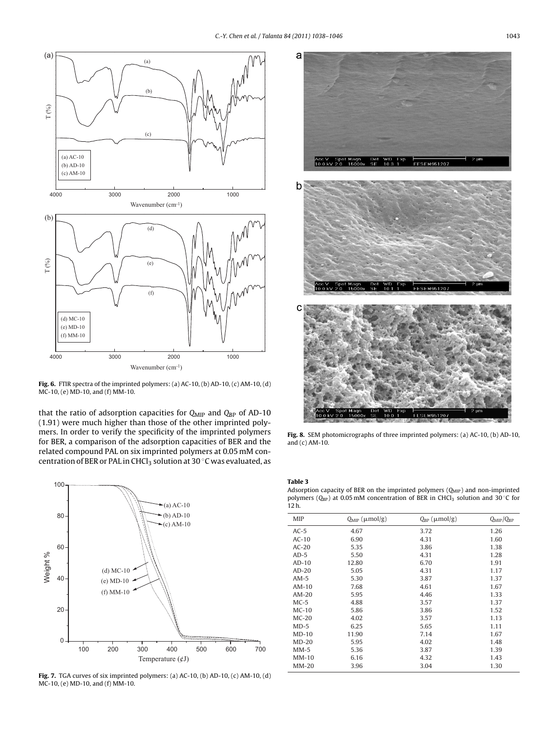**Fig. 6.** FTIR spectra of the imprinted polymers: (a) AC-10, (b) AD-10, (c) AM-10, (d) MC-10, (e) MD-10, and (f) MM-10.

that the ratio of adsorption capacities for $Q_{MIP}$ and $Q_{BP}$ of AD-10 (1.91) were much higher than those of the other imprinted polymers. In order to verify the specificity of the imprinted polymers for BER, a comparison of the adsorption capacities of BER and the related compound PAL on six imprinted polymers at 0.05 mM concentration of BER or PAL in $CHCl_3$ solution at 30 °C was evaluated, as

**Fig. 7.** TGA curves of six imprinted polymers: (a) AC-10, (b) AD-10, (c) AM-10, (d) MC-10, (e) MD-10, and (f) MM-10.

**Fig. 8.** SEM photomicrographs of three imprinted polymers: (a) AC-10, (b) AD-10, and (c) AM-10.

**Table 3**
Adsorption capacity of BER on the imprinted polymers ($Q_{MIP}$) and non-imprinted polymers ($Q_{BP}$) at 0.05 mM concentration of BER in $CHCl_3$ solution and 30 °C for 12 h.

| MIP | $Q_{MIP}$ (μmol/g) | $Q_{BP}$ (μmol/g) | $Q_{MIP}/Q_{BP}$ |
|---|---|---|---|
| AC-5 | 4.67 | 3.72 | 1.26 |
| AC-10 | 6.90 | 4.31 | 1.60 |
| AC-20 | 5.35 | 3.86 | 1.38 |
| AD-5 | 5.50 | 4.31 | 1.28 |
| AD-10 | 12.80 | 6.70 | 1.91 |
| AD-20 | 5.05 | 4.31 | 1.17 |
| AM-5 | 5.30 | 3.87 | 1.37 |
| AM-10 | 7.68 | 4.61 | 1.67 |
| AM-20 | 5.95 | 4.46 | 1.33 |
| MC-5 | 4.88 | 3.57 | 1.37 |
| MC-10 | 5.86 | 3.86 | 1.52 |
| MC-20 | 4.02 | 3.57 | 1.13 |
| MD-5 | 6.25 | 5.65 | 1.11 |
| MD-10 | 11.90 | 7.14 | 1.67 |
| MD-20 | 5.95 | 4.02 | 1.48 |
| MM-5 | 5.36 | 3.87 | 1.39 |
| MM-10 | 6.16 | 4.32 | 1.43 |
| MM-20 | 3.96 | 3.04 | 1.30 |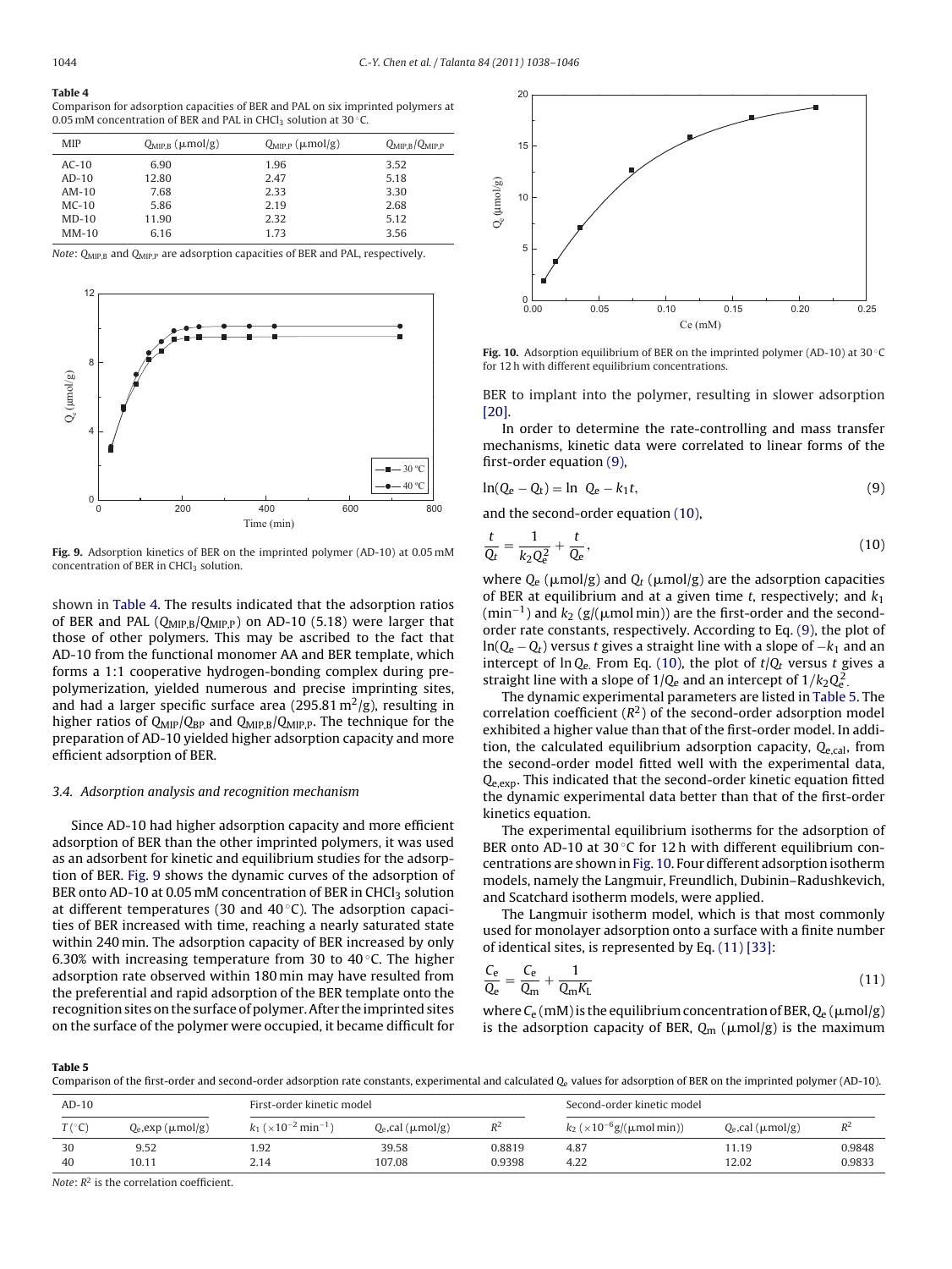**Table 4**
Comparison for adsorption capacities of BER and PAL on six imprinted polymers at 0.05 mM concentration of BER and PAL in $CHCl_3$ solution at 30 °C.

| MIP | $Q_{MIP,B}$ (μmol/g) | $Q_{MIP,P}$ (μmol/g) | $Q_{MIP,B}/Q_{MIP,P}$ |
|---|---|---|---|
| AC-10 | 6.90 | 1.96 | 3.52 |
| AD-10 | 12.80 | 2.47 | 5.18 |
| AM-10 | 7.68 | 2.33 | 3.30 |
| MC-10 | 5.86 | 2.19 | 2.68 |
| MD-10 | 11.90 | 2.32 | 5.12 |
| MM-10 | 6.16 | 1.73 | 3.56 |

*Note*: $Q_{MIP,B}$ and $Q_{MIP,P}$ are adsorption capacities of BER and PAL, respectively.

**Fig. 9.** Adsorption kinetics of BER on the imprinted polymer (AD-10) at 0.05 mM concentration of BER in $CHCl_3$ solution.

shown in Table 4. The results indicated that the adsorption ratios of BER and PAL ($Q_{MIP,B}/Q_{MIP,P}$) on AD-10 (5.18) were larger that those of other polymers. This may be ascribed to the fact that AD-10 from the functional monomer AA and BER template, which forms a 1:1 cooperative hydrogen-bonding complex during pre-polymerization, yielded numerous and precise imprinting sites, and had a larger specific surface area (295.81 $m^2$/g), resulting in higher ratios of $Q_{MIP}/Q_{BP}$ and $Q_{MIP,B}/Q_{MIP,P}$. The technique for the preparation of AD-10 yielded higher adsorption capacity and more efficient adsorption of BER.

### 3.4. Adsorption analysis and recognition mechanism

Since AD-10 had higher adsorption capacity and more efficient adsorption of BER than the other imprinted polymers, it was used as an adsorbent for kinetic and equilibrium studies for the adsorption of BER. Fig. 9 shows the dynamic curves of the adsorption of BER onto AD-10 at 0.05 mM concentration of BER in $CHCl_3$ solution at different temperatures (30 and 40 °C). The adsorption capacities of BER increased with time, reaching a nearly saturated state within 240 min. The adsorption capacity of BER increased by only 6.30% with increasing temperature from 30 to 40 °C. The higher adsorption rate observed within 180 min may have resulted from the preferential and rapid adsorption of the BER template onto the recognition sites on the surface of polymer. After the imprinted sites on the surface of the polymer were occupied, it became difficult for BER to implant into the polymer, resulting in slower adsorption [20].

**Fig. 10.** Adsorption equilibrium of BER on the imprinted polymer (AD-10) at 30 °C for 12 h with different equilibrium concentrations.

In order to determine the rate-controlling and mass transfer mechanisms, kinetic data were correlated to linear forms of the first-order equation (9),

$$\ln(Q_e - Q_t) = \ln\ Q_e - k_1 t, \tag{9}$$

and the second-order equation (10),

$$\frac{t}{Q_t} = \frac{1}{k_2 Q_e^2} + \frac{t}{Q_e}, \tag{10}$$

where $Q_e$ (μmol/g) and $Q_t$ (μmol/g) are the adsorption capacities of BER at equilibrium and at a given time $t$, respectively; and $k_1$ ($min^{-1}$) and $k_2$ (g/(μmol min)) are the first-order and the second-order rate constants, respectively. According to Eq. (9), the plot of $\ln(Q_e - Q_t)$ versus $t$ gives a straight line with a slope of $-k_1$ and an intercept of $\ln Q_e$. From Eq. (10), the plot of $t/Q_t$ versus $t$ gives a straight line with a slope of $1/Q_e$ and an intercept of $1/k_2 Q_e^2$.

The dynamic experimental parameters are listed in Table 5. The correlation coefficient ($R^2$) of the second-order adsorption model exhibited a higher value than that of the first-order model. In addition, the calculated equilibrium adsorption capacity, $Q_{e,cal}$, from the second-order model fitted well with the experimental data, $Q_{e,exp}$. This indicated that the second-order kinetic equation fitted the dynamic experimental data better than that of the first-order kinetics equation.

The experimental equilibrium isotherms for the adsorption of BER onto AD-10 at 30 °C for 12 h with different equilibrium concentrations are shown in Fig. 10. Four different adsorption isotherm models, namely the Langmuir, Freundlich, Dubinin–Radushkevich, and Scatchard isotherm models, were applied.

The Langmuir isotherm model, which is that most commonly used for monolayer adsorption onto a surface with a finite number of identical sites, is represented by Eq. (11) [33]:

$$\frac{C_e}{Q_e} = \frac{C_e}{Q_m} + \frac{1}{Q_m K_L} \tag{11}$$

where $C_e$ (mM) is the equilibrium concentration of BER, $Q_e$ (μmol/g) is the adsorption capacity of BER, $Q_m$ (μmol/g) is the maximum

**Table 5**
Comparison of the first-order and second-order adsorption rate constants, experimental and calculated $Q_e$ values for adsorption of BER on the imprinted polymer (AD-10).

| AD-10 | | First-order kinetic model | | | Second-order kinetic model | | |
|---|---|---|---|---|---|---|---|
| $T$ (°C) | $Q_e$,exp (μmol/g) | $k_1$ ($\times10^{-2}$ $min^{-1}$) | $Q_e$,cal (μmol/g) | $R^2$ | $k_2$ ($\times10^{-6}$g/(μmol min)) | $Q_e$,cal (μmol/g) | $R^2$ |
| 30 | 9.52 | 1.92 | 39.58 | 0.8819 | 4.87 | 11.19 | 0.9848 |
| 40 | 10.11 | 2.14 | 107.08 | 0.9398 | 4.22 | 12.02 | 0.9833 |

*Note*: $R^2$ is the correlation coefficient.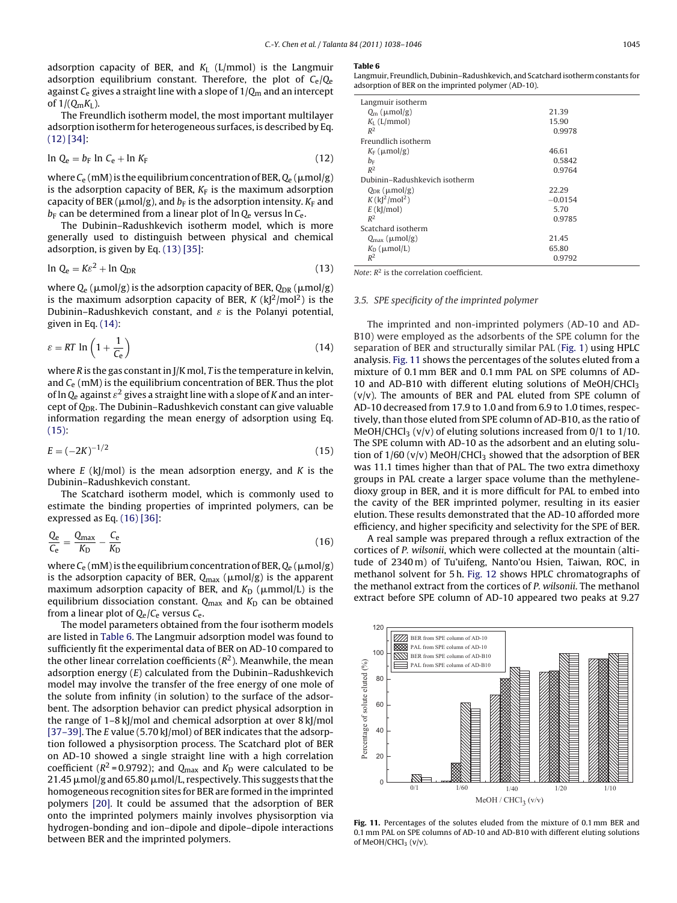adsorption capacity of BER, and $K_L$ (L/mmol) is the Langmuir adsorption equilibrium constant. Therefore, the plot of $C_e/Q_e$ against $C_e$ gives a straight line with a slope of $1/Q_m$ and an intercept of $1/(Q_m K_L)$.

The Freundlich isotherm model, the most important multilayer adsorption isotherm for heterogeneous surfaces, is described by Eq. (12) [34]:

$$\ln Q_e = b_F \ln C_e + \ln K_F \tag{12}$$

where $C_e$ (mM) is the equilibrium concentration of BER, $Q_e$ (μmol/g) is the adsorption capacity of BER, $K_F$ is the maximum adsorption capacity of BER (μmol/g), and $b_F$ is the adsorption intensity. $K_F$ and $b_F$ can be determined from a linear plot of $\ln Q_e$ versus $\ln C_e$.

The Dubinin–Radushkevich isotherm model, which is more generally used to distinguish between physical and chemical adsorption, is given by Eq. (13) [35]:

$$\ln Q_e = K\varepsilon^2 + \ln Q_{DR} \tag{13}$$

where $Q_e$ (μmol/g) is the adsorption capacity of BER, $Q_{DR}$ (μmol/g) is the maximum adsorption capacity of BER, $K$ (kJ$^2$/mol$^2$) is the Dubinin–Radushkevich constant, and $\varepsilon$ is the Polanyi potential, given in Eq. (14):

$$\varepsilon = RT \ln\left(1 + \frac{1}{C_e}\right) \tag{14}$$

where $R$ is the gas constant in J/K mol, $T$ is the temperature in kelvin, and $C_e$ (mM) is the equilibrium concentration of BER. Thus the plot of $\ln Q_e$ against $\varepsilon^2$ gives a straight line with a slope of $K$ and an intercept of $Q_{DR}$. The Dubinin–Radushkevich constant can give valuable information regarding the mean energy of adsorption using Eq. (15):

$$E = (-2K)^{-1/2} \tag{15}$$

where $E$ (kJ/mol) is the mean adsorption energy, and $K$ is the Dubinin–Radushkevich constant.

The Scatchard isotherm model, which is commonly used to estimate the binding properties of imprinted polymers, can be expressed as Eq. (16) [36]:

$$\frac{Q_e}{C_e} = \frac{Q_{max}}{K_D} - \frac{C_e}{K_D} \tag{16}$$

where $C_e$ (mM) is the equilibrium concentration of BER, $Q_e$ (μmol/g) is the adsorption capacity of BER, $Q_{max}$ (μmol/g) is the apparent maximum adsorption capacity of BER, and $K_D$ (μmmol/L) is the equilibrium dissociation constant. $Q_{max}$ and $K_D$ can be obtained from a linear plot of $Q_e/C_e$ versus $C_e$.

The model parameters obtained from the four isotherm models are listed in Table 6. The Langmuir adsorption model was found to sufficiently fit the experimental data of BER on AD-10 compared to the other linear correlation coefficients ($R^2$). Meanwhile, the mean adsorption energy ($E$) calculated from the Dubinin–Radushkevich model may involve the transfer of the free energy of one mole of the solute from infinity (in solution) to the surface of the adsorbent. The adsorption behavior can predict physical adsorption in the range of 1–8 kJ/mol and chemical adsorption at over 8 kJ/mol [37–39]. The $E$ value (5.70 kJ/mol) of BER indicates that the adsorption followed a physisorption process. The Scatchard plot of BER on AD-10 showed a single straight line with a high correlation coefficient ($R^2$ = 0.9792); and $Q_{max}$ and $K_D$ were calculated to be 21.45 μmol/g and 65.80 μmol/L, respectively. This suggests that the homogeneous recognition sites for BER are formed in the imprinted polymers [20]. It could be assumed that the adsorption of BER onto the imprinted polymers mainly involves physisorption via hydrogen-bonding and ion–dipole and dipole–dipole interactions between BER and the imprinted polymers.

**Table 6**
Langmuir, Freundlich, Dubinin–Radushkevich, and Scatchard isotherm constants for adsorption of BER on the imprinted polymer (AD-10).

| | |
|---|---|
| Langmuir isotherm | |
| $Q_m$ (μmol/g) | 21.39 |
| $K_L$ (L/mmol) | 15.90 |
| $R^2$ | 0.9978 |
| Freundlich isotherm | |
| $K_F$ (μmol/g) | 46.61 |
| $b_F$ | 0.5842 |
| $R^2$ | 0.9764 |
| Dubinin–Radushkevich isotherm | |
| $Q_{DR}$ (μmol/g) | 22.29 |
| $K$ (kJ$^2$/mol$^2$) | −0.0154 |
| $E$ (kJ/mol) | 5.70 |
| $R^2$ | 0.9785 |
| Scatchard isotherm | |
| $Q_{max}$ (μmol/g) | 21.45 |
| $K_D$ (μmol/L) | 65.80 |
| $R^2$ | 0.9792 |

*Note*: $R^2$ is the correlation coefficient.

### 3.5. SPE specificity of the imprinted polymer

The imprinted and non-imprinted polymers (AD-10 and AD-B10) were employed as the adsorbents of the SPE column for the separation of BER and structurally similar PAL (Fig. 1) using HPLC analysis. Fig. 11 shows the percentages of the solutes eluted from a mixture of 0.1 mm BER and 0.1 mm PAL on SPE columns of AD-10 and AD-B10 with different eluting solutions of MeOH/$CHCl_3$ (v/v). The amounts of BER and PAL eluted from SPE column of AD-10 decreased from 17.9 to 1.0 and from 6.9 to 1.0 times, respectively, than those eluted from SPE column of AD-B10, as the ratio of MeOH/$CHCl_3$ (v/v) of eluting solutions increased from 0/1 to 1/10. The SPE column with AD-10 as the adsorbent and an eluting solution of 1/60 (v/v) MeOH/$CHCl_3$ showed that the adsorption of BER was 11.1 times higher than that of PAL. The two extra dimethoxy groups in PAL create a larger space volume than the methylenedioxy group in BER, and it is more difficult for PAL to embed into the cavity of the BER imprinted polymer, resulting in its easier elution. These results demonstrated that the AD-10 afforded more efficiency, and higher specificity and selectivity for the SPE of BER.

A real sample was prepared through a reflux extraction of the cortices of *P. wilsonii*, which were collected at the mountain (altitude of 2340 m) of Tu'uifeng, Nanto'ou Hsien, Taiwan, ROC, in methanol solvent for 5 h. Fig. 12 shows HPLC chromatographs of the methanol extract from the cortices of *P. wilsonii*. The methanol extract before SPE column of AD-10 appeared two peaks at 9.27

**Fig. 11.** Percentages of the solutes eluded from the mixture of 0.1 mm BER and 0.1 mm PAL on SPE columns of AD-10 and AD-B10 with different eluting solutions of MeOH/$CHCl_3$ (v/v).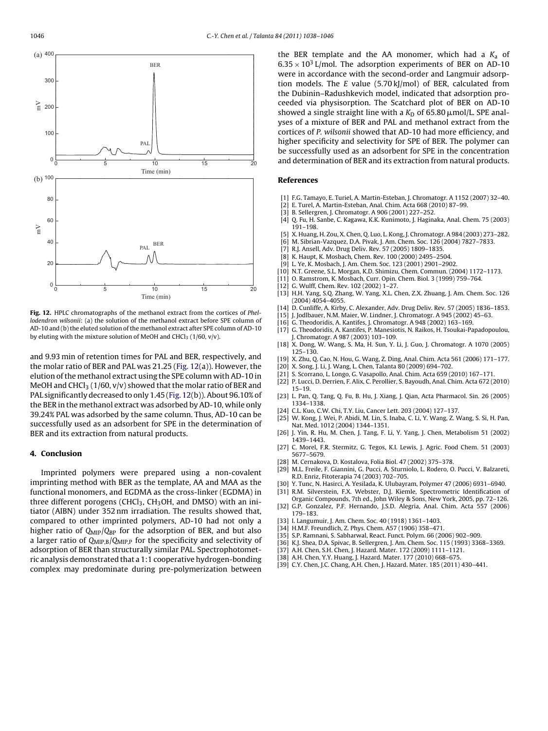(a) 400

BER

300

mV 200

100

PAL

0

0 5 10 15 20

Time (min)

(b) 100

80

60

mV

40

PAL BER

20

0

0 5 10 15 20

Time (min)

**Fig. 12.** HPLC chromatographs of the methanol extract from the cortices of *Phellodendron wilsonii*: (a) the solution of the methanol extract before SPE column of AD-10 and (b) the eluted solution of the methanol extract after SPE column of AD-10 by eluting with the mixture solution of MeOH and $CHCl_3$ (1/60, v/v).

and 9.93 min of retention times for PAL and BER, respectively, and the molar ratio of BER and PAL was 21.25 (Fig. 12(a)). However, the elution of the methanol extract using the SPE column with AD-10 in MeOH and $CHCl_3$ (1/60, v/v) showed that the molar ratio of BER and PAL significantly decreased to only 1.45 (Fig. 12(b)). About 96.10% of the BER in the methanol extract was adsorbed by AD-10, while only 39.24% PAL was adsorbed by the same column. Thus, AD-10 can be successfully used as an adsorbent for SPE in the determination of BER and its extraction from natural products.

## 4. Conclusion

Imprinted polymers were prepared using a non-covalent imprinting method with BER as the template, AA and MAA as the functional monomers, and EGDMA as the cross-linker (EGDMA) in three different porogens ($CHCl_3$, $CH_3OH$, and DMSO) with an initiator (AIBN) under 352 nm irradiation. The results showed that, compared to other imprinted polymers, AD-10 had not only a higher ratio of $Q_{MIP}/Q_{BP}$ for the adsorption of BER, and but also a larger ratio of $Q_{MIP,B}/Q_{MIP,P}$ for the specificity and selectivity of adsorption of BER than structurally similar PAL. Spectrophotometric analysis demonstrated that a 1:1 cooperative hydrogen-bonding complex may predominate during pre-polymerization between the BER template and the AA monomer, which had a $K_a$ of $6.35 \times 10^3$ L/mol. The adsorption experiments of BER on AD-10 were in accordance with the second-order and Langmuir adsorption models. The $E$ value (5.70 kJ/mol) of BER, calculated from the Dubinin–Radushkevich model, indicated that adsorption proceeded via physisorption. The Scatchard plot of BER on AD-10 showed a single straight line with a $K_D$ of 65.80 μmol/L. SPE analyses of a mixture of BER and PAL and methanol extract from the cortices of *P. wilsonii* showed that AD-10 had more efficiency, and higher specificity and selectivity for SPE of BER. The polymer can be successfully used as an adsorbent for SPE in the concentration and determination of BER and its extraction from natural products.

## References

[1] F.G. Tamayo, E. Turiel, A. Martin-Esteban, J. Chromatogr. A 1152 (2007) 32–40.
[2] E. Turel, A. Martin-Esteban, Anal. Chim. Acta 668 (2010) 87–99.
[3] B. Sellergren, J. Chromatogr. A 906 (2001) 227–252.
[4] Q. Fu, H. Sanbe, C. Kagawa, K.K. Kunimoto, J. Haginaka, Anal. Chem. 75 (2003) 191–198.
[5] X. Huang, H. Zou, X. Chen, Q. Luo, L. Kong, J. Chromatogr. A 984 (2003) 273–282.
[6] M. Sibrian-Vazquez, D.A. Pivak, J. Am. Chem. Soc. 126 (2004) 7827–7833.
[7] R.J. Ansell, Adv. Drug Deliv. Rev. 57 (2005) 1809–1835.
[8] K. Haupt, K. Mosbach, Chem. Rev. 100 (2000) 2495–2504.
[9] L. Ye, K. Mosbach, J. Am. Chem. Soc. 123 (2001) 2901–2902.
[10] N.T. Greene, S.L. Morgan, K.D. Shimizu, Chem. Commun. (2004) 1172–1173.
[11] O. Ramstrom, K. Mosbach, Curr. Opin. Chem. Biol. 3 (1999) 759–764.
[12] G. Wulff, Chem. Rev. 102 (2002) 1–27.
[13] H.H. Yang, S.Q. Zhang, W. Yang, X.L. Chen, Z.X. Zhuang, J. Am. Chem. Soc. 126 (2004) 4054–4055.
[14] D. Cunliffe, A. Kirby, C. Alexander, Adv. Drug Deliv. Rev. 57 (2005) 1836–1853.
[15] J. Jodlbauer, N.M. Maier, W. Lindner, J. Chromatogr. A 945 (2002) 45–63.
[16] G. Theodoridis, A. Kantifes, J. Chromatogr. A 948 (2002) 163–169.
[17] G. Theodoridis, A. Kantifes, P. Manesiotis, N. Raikos, H. Tsoukai-Papadopoulou, J. Chromatogr. A 987 (2003) 103–109.
[18] X. Dong, W. Wang, S. Ma, H. Sun, Y. Li, J. Guo, J. Chromatogr. A 1070 (2005) 125–130.
[19] X. Zhu, Q. Cao, N. Hou, G. Wang, Z. Ding, Anal. Chim. Acta 561 (2006) 171–177.
[20] X. Song, J. Li, J. Wang, L. Chen, Talanta 80 (2009) 694–702.
[21] S. Scorrano, L. Longo, G. Vasapollo, Anal. Chim. Acta 659 (2010) 167–171.
[22] P. Lucci, D. Derrien, F. Alix, C. Perollier, S. Bayoudh, Anal. Chim. Acta 672 (2010) 15–19.
[23] L. Pan, Q. Tang, Q. Fu, B. Hu, J. Xiang, J. Qian, Acta Pharmacol. Sin. 26 (2005) 1334–1338.
[24] C.L. Kuo, C.W. Chi, T.Y. Liu, Cancer Lett. 203 (2004) 127–137.
[25] W. Kong, J. Wei, P. Abidi, M. Lin, S. Inaba, C. Li, Y. Wang, Z. Wang, S. Si, H. Pan, Nat. Med. 1012 (2004) 1344–1351.
[26] J. Yin, R. Hu, M. Chen, J. Tang, F. Li, Y. Yang, J. Chen, Metabolism 51 (2002) 1439–1443.
[27] C. Morel, F.R. Stermitz, G. Tegos, K.I. Lewis, J. Agric. Food Chem. 51 (2003) 5677–5679.
[28] M. Cernakova, D. Kostalova, Folia Biol. 47 (2002) 375–378.
[29] M.L. Freile, F. Giannini, G. Pucci, A. Sturniolo, L. Rodero, O. Pucci, V. Balzareti, R.D. Enriz, Fitoterapia 74 (2003) 702–705.
[30] Y. Tunc, N. Hasirci, A. Yesilada, K. Ulubayram, Polymer 47 (2006) 6931–6940.
[31] R.M. Silverstein, F.X. Webster, D.J. Kiemle, Spectrometric Identification of Organic Compounds, 7th ed., John Wiley & Sons, New York, 2005, pp. 72–126.
[32] G.P. Gonzalez, P.F. Hernando, J.S.D. Alegria, Anal. Chim. Acta 557 (2006) 179–183.
[33] I. Langumuir, J. Am. Chem. Soc. 40 (1918) 1361–1403.
[34] H.M.F. Freundlich, Z. Phys. Chem. A57 (1906) 358–471.
[35] S.P. Ramnani, S. Sabharwal, React. Funct. Polym. 66 (2006) 902–909.
[36] K.J. Shea, D.A. Spivac, B. Sellergren, J. Am. Chem. Soc. 115 (1993) 3368–3369.
[37] A.H. Chen, S.H. Chen, J. Hazard. Mater. 172 (2009) 1111–1121.
[38] A.H. Chen, Y.Y. Huang, J. Hazard. Mater. 177 (2010) 668–675.
[39] C.Y. Chen, J.C. Chang, A.H. Chen, J. Hazard. Mater. 185 (2011) 430–441.